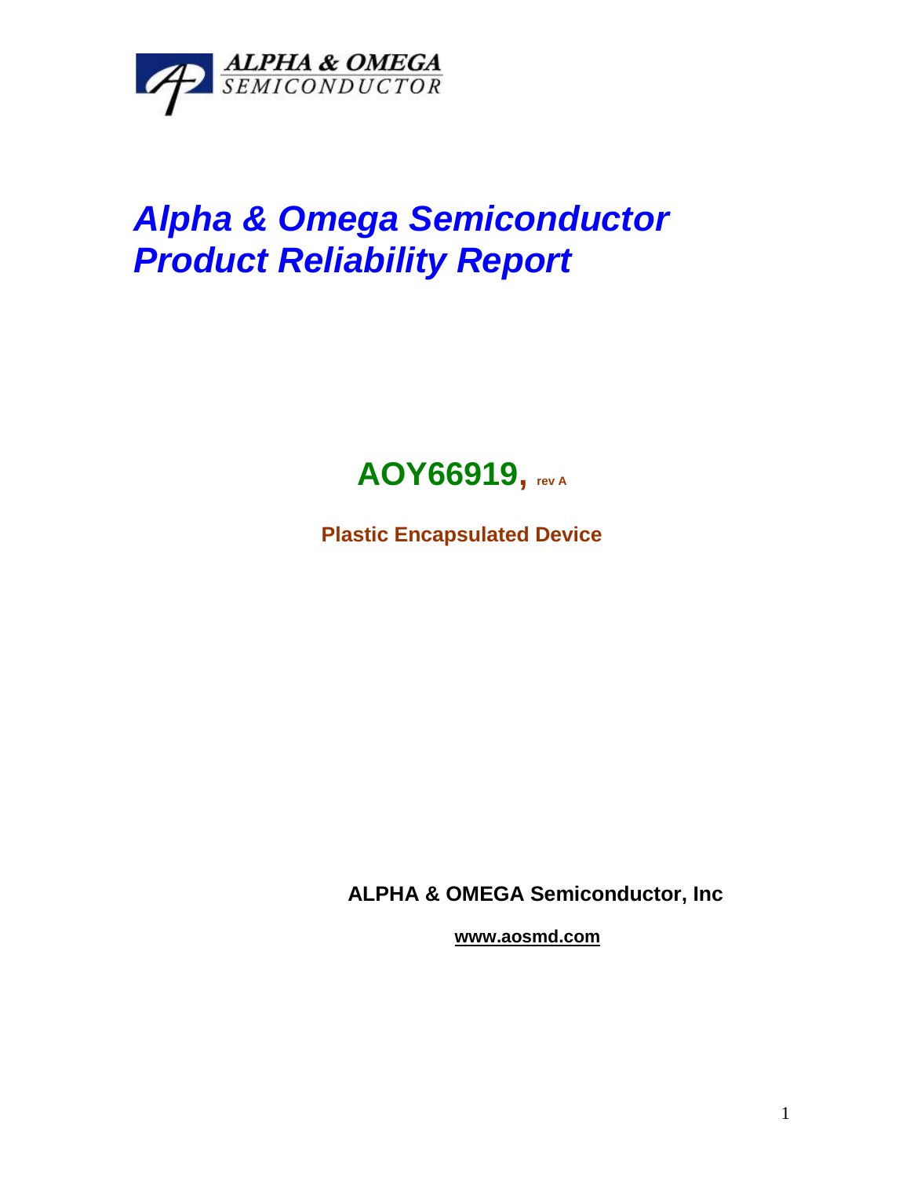# *Alpha & Omega Semiconductor Product Reliability Report*

## AOY66919, rev A

**Plastic Encapsulated Device**

**ALPHA & OMEGA Semiconductor, Inc**

**www.aosmd.com**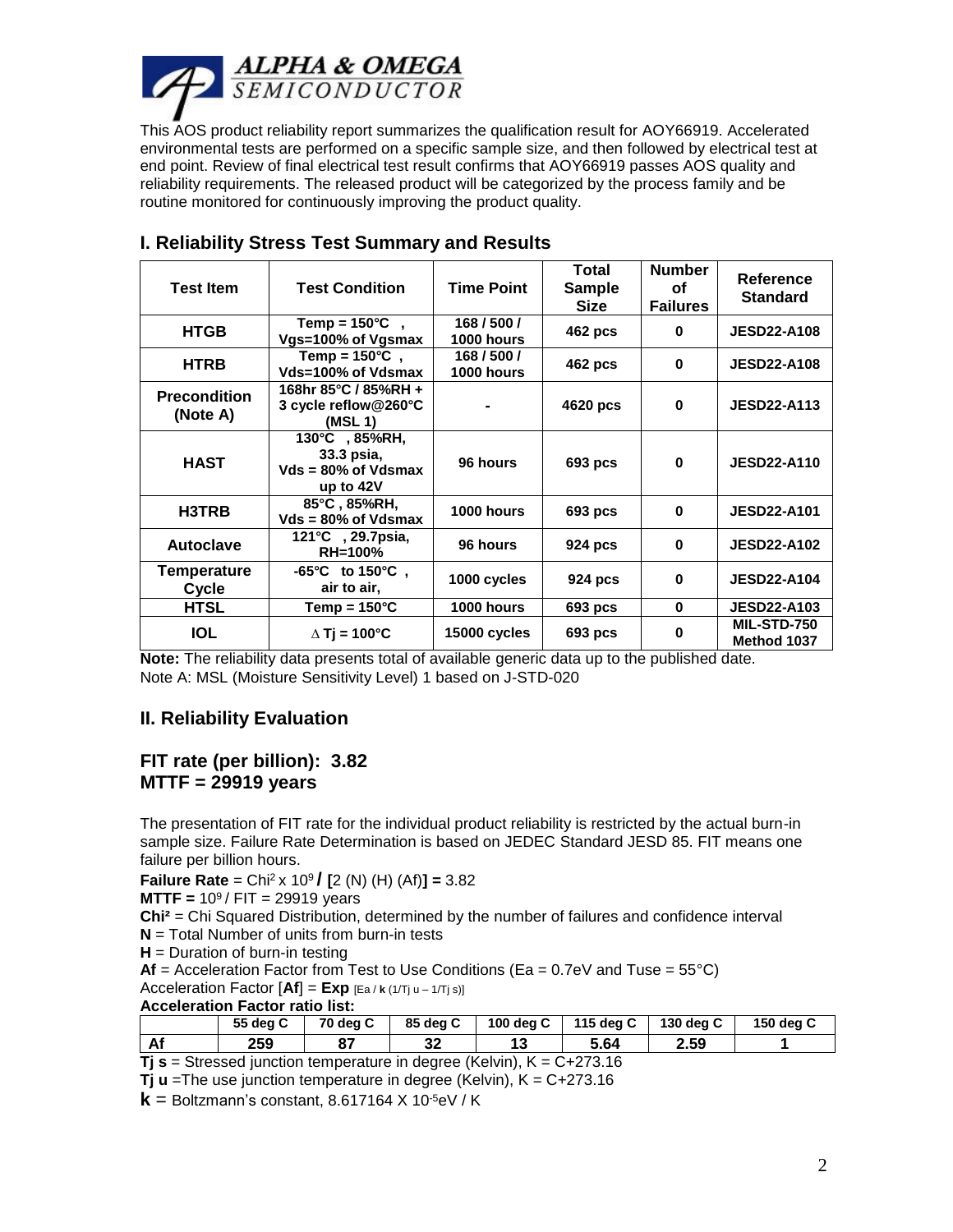This AOS product reliability report summarizes the qualification result for AOY66919. Accelerated environmental tests are performed on a specific sample size, and then followed by electrical test at end point. Review of final electrical test result confirms that AOY66919 passes AOS quality and reliability requirements. The released product will be categorized by the process family and be routine monitored for continuously improving the product quality.

## I. Reliability Stress Test Summary and Results

| Test Item | Test Condition | Time Point | Total Sample Size | Number of Failures | Reference Standard |
|---|---|---|---|---|---|
| **HTGB** | **Temp = 150°C , Vgs=100% of Vgsmax** | **168 / 500 / 1000 hours** | **462 pcs** | **0** | **JESD22-A108** |
| **HTRB** | **Temp = 150°C , Vds=100% of Vdsmax** | **168 / 500 / 1000 hours** | **462 pcs** | **0** | **JESD22-A108** |
| **Precondition (Note A)** | **168hr 85°C / 85%RH + 3 cycle reflow@260°C (MSL 1)** | **-** | **4620 pcs** | **0** | **JESD22-A113** |
| **HAST** | **130°C , 85%RH, 33.3 psia, Vds = 80% of Vdsmax up to 42V** | **96 hours** | **693 pcs** | **0** | **JESD22-A110** |
| **H3TRB** | **85°C , 85%RH, Vds = 80% of Vdsmax** | **1000 hours** | **693 pcs** | **0** | **JESD22-A101** |
| **Autoclave** | **121°C , 29.7psia, RH=100%** | **96 hours** | **924 pcs** | **0** | **JESD22-A102** |
| **Temperature Cycle** | **-65°C to 150°C , air to air,** | **1000 cycles** | **924 pcs** | **0** | **JESD22-A104** |
| **HTSL** | **Temp = 150°C** | **1000 hours** | **693 pcs** | **0** | **JESD22-A103** |
| **IOL** | **Δ Tj = 100°C** | **15000 cycles** | **693 pcs** | **0** | **MIL-STD-750 Method 1037** |

**Note:** The reliability data presents total of available generic data up to the published date.
Note A: MSL (Moisture Sensitivity Level) 1 based on J-STD-020

## II. Reliability Evaluation

### FIT rate (per billion): 3.82
### MTTF = 29919 years

The presentation of FIT rate for the individual product reliability is restricted by the actual burn-in sample size. Failure Rate Determination is based on JEDEC Standard JESD 85. FIT means one failure per billion hours.

**Failure Rate** = $Chi^2 \times 10^9$ **/ [**2 (N) (H) (Af)**] =** 3.82

**MTTF =** $10^9$ / FIT = 29919 years

**Chi²** = Chi Squared Distribution, determined by the number of failures and confidence interval

**N** = Total Number of units from burn-in tests

**H** = Duration of burn-in testing

**Af** = Acceleration Factor from Test to Use Conditions (Ea = 0.7eV and Tuse = 55°C)

Acceleration Factor [**Af**] = **Exp** [Ea / **k** (1/Tj u – 1/Tj s)]

**Acceleration Factor ratio list:**

| | 55 deg C | 70 deg C | 85 deg C | 100 deg C | 115 deg C | 130 deg C | 150 deg C |
|---|---|---|---|---|---|---|---|
| **Af** | **259** | **87** | **32** | **13** | **5.64** | **2.59** | **1** |

**Tj s** = Stressed junction temperature in degree (Kelvin), K = C+273.16

**Tj u** =The use junction temperature in degree (Kelvin), K = C+273.16

**k** = Boltzmann's constant, 8.617164 X $10^{-5}$eV / K